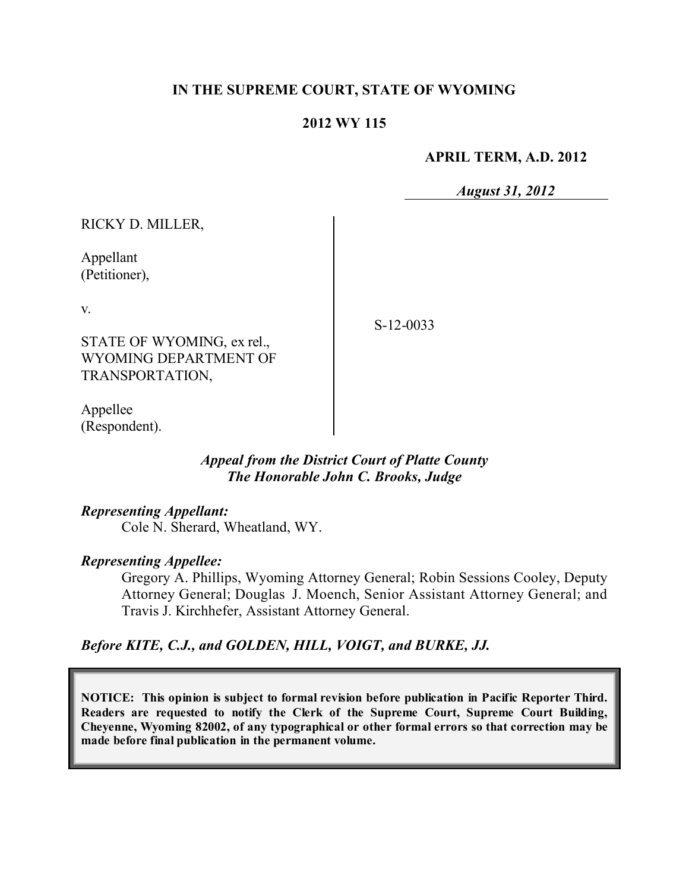**IN THE SUPREME COURT, STATE OF WYOMING**

**2012 WY 115**

**APRIL TERM, A.D. 2012**

***August 31, 2012***

RICKY D. MILLER,

Appellant
(Petitioner),

v.

STATE OF WYOMING, ex rel., WYOMING DEPARTMENT OF TRANSPORTATION,

Appellee
(Respondent).

S-12-0033

***Appeal from the District Court of Platte County***
***The Honorable John C. Brooks, Judge***

***Representing Appellant:***
Cole N. Sherard, Wheatland, WY.

***Representing Appellee:***
Gregory A. Phillips, Wyoming Attorney General; Robin Sessions Cooley, Deputy Attorney General; Douglas J. Moench, Senior Assistant Attorney General; and Travis J. Kirchhefer, Assistant Attorney General.

***Before KITE, C.J., and GOLDEN, HILL, VOIGT, and BURKE, JJ.***

**NOTICE: This opinion is subject to formal revision before publication in Pacific Reporter Third. Readers are requested to notify the Clerk of the Supreme Court, Supreme Court Building, Cheyenne, Wyoming 82002, of any typographical or other formal errors so that correction may be made before final publication in the permanent volume.**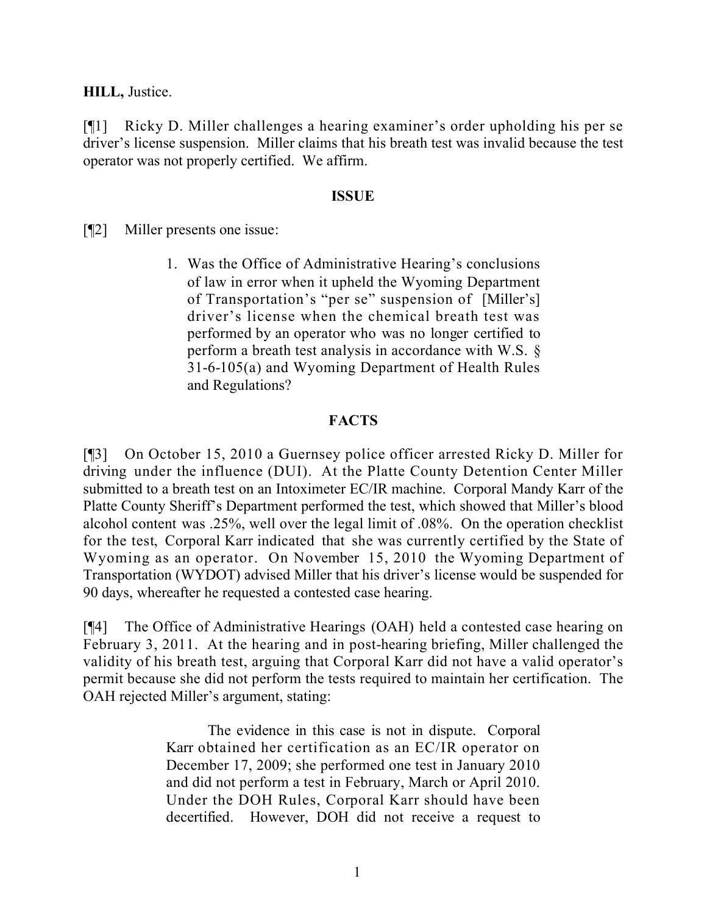**HILL,** Justice.

[¶1] Ricky D. Miller challenges a hearing examiner's order upholding his per se driver's license suspension. Miller claims that his breath test was invalid because the test operator was not properly certified. We affirm.

## ISSUE

[¶2] Miller presents one issue:

> 1. Was the Office of Administrative Hearing's conclusions of law in error when it upheld the Wyoming Department of Transportation's "per se" suspension of [Miller's] driver's license when the chemical breath test was performed by an operator who was no longer certified to perform a breath test analysis in accordance with W.S. § 31-6-105(a) and Wyoming Department of Health Rules and Regulations?

## FACTS

[¶3] On October 15, 2010 a Guernsey police officer arrested Ricky D. Miller for driving under the influence (DUI). At the Platte County Detention Center Miller submitted to a breath test on an Intoximeter EC/IR machine. Corporal Mandy Karr of the Platte County Sheriff's Department performed the test, which showed that Miller's blood alcohol content was .25%, well over the legal limit of .08%. On the operation checklist for the test, Corporal Karr indicated that she was currently certified by the State of Wyoming as an operator. On November 15, 2010 the Wyoming Department of Transportation (WYDOT) advised Miller that his driver's license would be suspended for 90 days, whereafter he requested a contested case hearing.

[¶4] The Office of Administrative Hearings (OAH) held a contested case hearing on February 3, 2011. At the hearing and in post-hearing briefing, Miller challenged the validity of his breath test, arguing that Corporal Karr did not have a valid operator's permit because she did not perform the tests required to maintain her certification. The OAH rejected Miller's argument, stating:

> The evidence in this case is not in dispute. Corporal Karr obtained her certification as an EC/IR operator on December 17, 2009; she performed one test in January 2010 and did not perform a test in February, March or April 2010. Under the DOH Rules, Corporal Karr should have been decertified. However, DOH did not receive a request to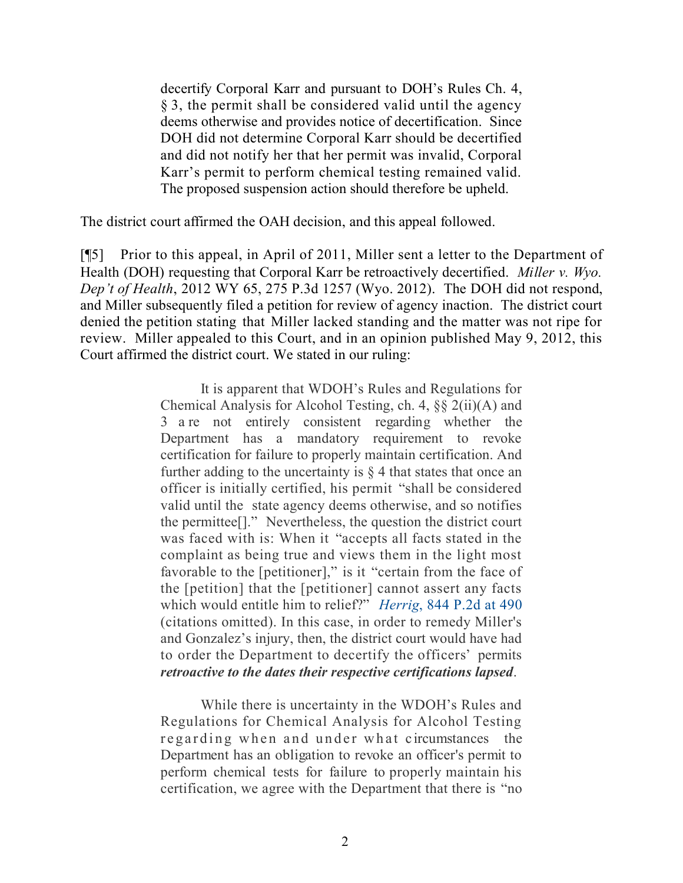> decertify Corporal Karr and pursuant to DOH's Rules Ch. 4, § 3, the permit shall be considered valid until the agency deems otherwise and provides notice of decertification. Since DOH did not determine Corporal Karr should be decertified and did not notify her that her permit was invalid, Corporal Karr's permit to perform chemical testing remained valid. The proposed suspension action should therefore be upheld.

The district court affirmed the OAH decision, and this appeal followed.

[¶5] Prior to this appeal, in April of 2011, Miller sent a letter to the Department of Health (DOH) requesting that Corporal Karr be retroactively decertified. *Miller v. Wyo. Dep't of Health*, 2012 WY 65, 275 P.3d 1257 (Wyo. 2012). The DOH did not respond, and Miller subsequently filed a petition for review of agency inaction. The district court denied the petition stating that Miller lacked standing and the matter was not ripe for review. Miller appealed to this Court, and in an opinion published May 9, 2012, this Court affirmed the district court. We stated in our ruling:

> It is apparent that WDOH's Rules and Regulations for Chemical Analysis for Alcohol Testing, ch. 4, §§ 2(ii)(A) and 3 are not entirely consistent regarding whether the Department has a mandatory requirement to revoke certification for failure to properly maintain certification. And further adding to the uncertainty is § 4 that states that once an officer is initially certified, his permit "shall be considered valid until the state agency deems otherwise, and so notifies the permittee[]." Nevertheless, the question the district court was faced with is: When it "accepts all facts stated in the complaint as being true and views them in the light most favorable to the [petitioner]," is it "certain from the face of the [petition] that the [petitioner] cannot assert any facts which would entitle him to relief?" *Herrig*, 844 P.2d at 490 (citations omitted). In this case, in order to remedy Miller's and Gonzalez's injury, then, the district court would have had to order the Department to decertify the officers' permits ***retroactive to the dates their respective certifications lapsed***.
>
> While there is uncertainty in the WDOH's Rules and Regulations for Chemical Analysis for Alcohol Testing regarding when and under what circumstances the Department has an obligation to revoke an officer's permit to perform chemical tests for failure to properly maintain his certification, we agree with the Department that there is "no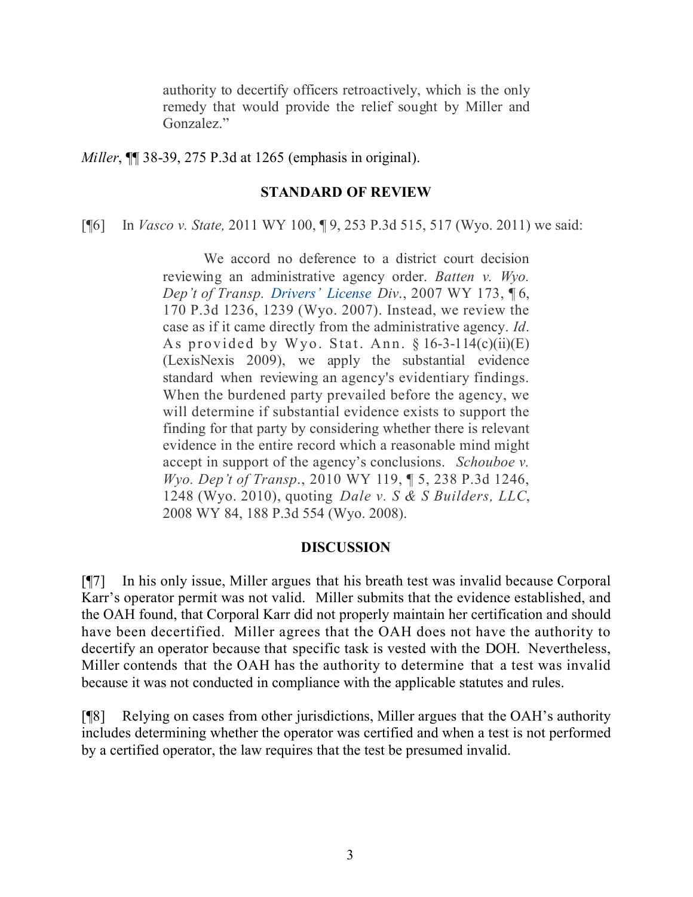> authority to decertify officers retroactively, which is the only remedy that would provide the relief sought by Miller and Gonzalez."

*Miller*, ¶¶ 38-39, 275 P.3d at 1265 (emphasis in original).

## STANDARD OF REVIEW

[¶6] In *Vasco v. State,* 2011 WY 100, ¶ 9, 253 P.3d 515, 517 (Wyo. 2011) we said:

> We accord no deference to a district court decision reviewing an administrative agency order. *Batten v. Wyo. Dep't of Transp. Drivers' License Div.*, 2007 WY 173, ¶ 6, 170 P.3d 1236, 1239 (Wyo. 2007). Instead, we review the case as if it came directly from the administrative agency. *Id*. As provided by Wyo. Stat. Ann. § 16-3-114(c)(ii)(E) (LexisNexis 2009), we apply the substantial evidence standard when reviewing an agency's evidentiary findings. When the burdened party prevailed before the agency, we will determine if substantial evidence exists to support the finding for that party by considering whether there is relevant evidence in the entire record which a reasonable mind might accept in support of the agency's conclusions. *Schouboe v. Wyo. Dep't of Transp.*, 2010 WY 119, ¶ 5, 238 P.3d 1246, 1248 (Wyo. 2010), quoting *Dale v. S & S Builders, LLC*, 2008 WY 84, 188 P.3d 554 (Wyo. 2008).

## DISCUSSION

[¶7] In his only issue, Miller argues that his breath test was invalid because Corporal Karr's operator permit was not valid. Miller submits that the evidence established, and the OAH found, that Corporal Karr did not properly maintain her certification and should have been decertified. Miller agrees that the OAH does not have the authority to decertify an operator because that specific task is vested with the DOH. Nevertheless, Miller contends that the OAH has the authority to determine that a test was invalid because it was not conducted in compliance with the applicable statutes and rules.

[¶8] Relying on cases from other jurisdictions, Miller argues that the OAH's authority includes determining whether the operator was certified and when a test is not performed by a certified operator, the law requires that the test be presumed invalid.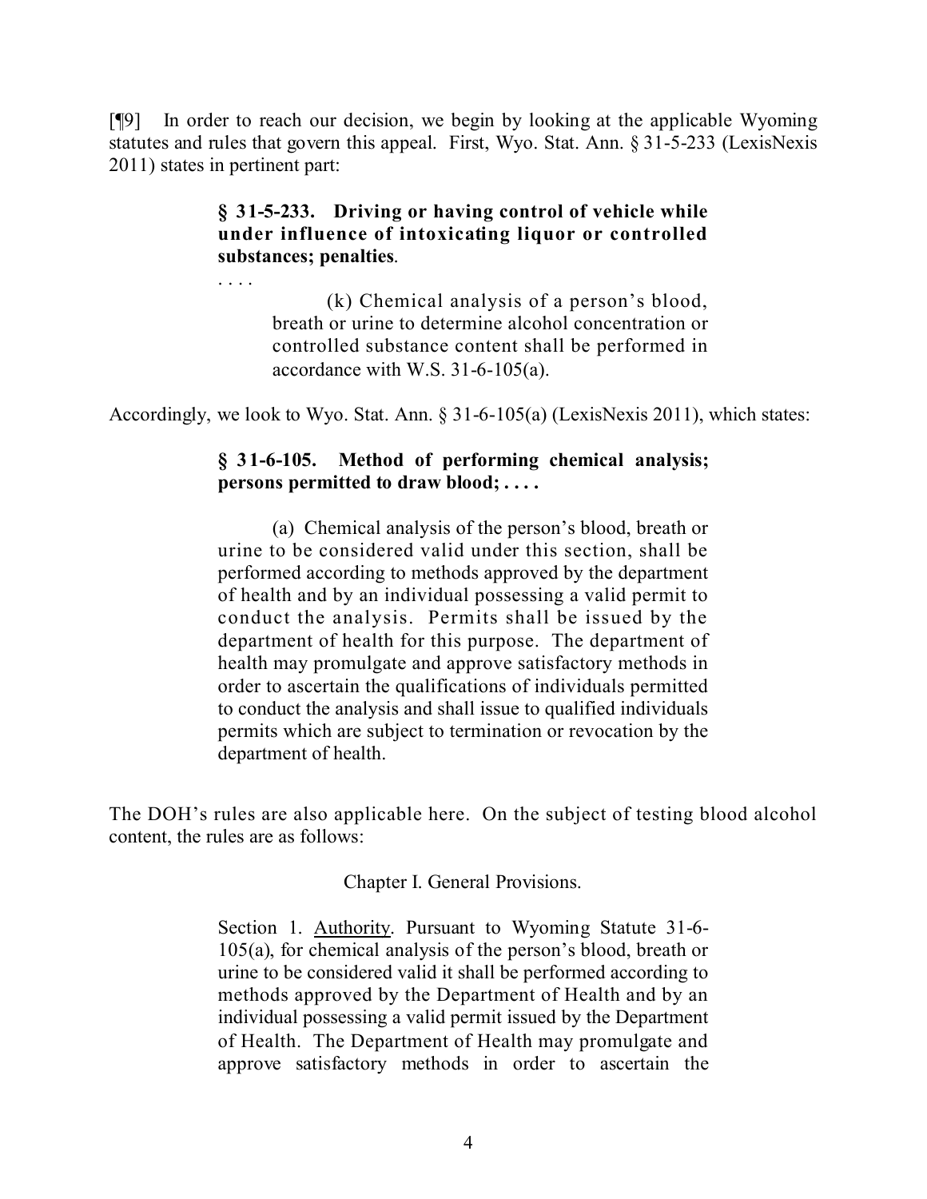[¶9] In order to reach our decision, we begin by looking at the applicable Wyoming statutes and rules that govern this appeal. First, Wyo. Stat. Ann. § 31-5-233 (LexisNexis 2011) states in pertinent part:

> **§ 31-5-233. Driving or having control of vehicle while under influence of intoxicating liquor or controlled substances; penalties.**
>
> . . . .
>
> (k) Chemical analysis of a person's blood, breath or urine to determine alcohol concentration or controlled substance content shall be performed in accordance with W.S. 31-6-105(a).

Accordingly, we look to Wyo. Stat. Ann. § 31-6-105(a) (LexisNexis 2011), which states:

> **§ 31-6-105. Method of performing chemical analysis; persons permitted to draw blood; . . . .**
>
> (a) Chemical analysis of the person's blood, breath or urine to be considered valid under this section, shall be performed according to methods approved by the department of health and by an individual possessing a valid permit to conduct the analysis. Permits shall be issued by the department of health for this purpose. The department of health may promulgate and approve satisfactory methods in order to ascertain the qualifications of individuals permitted to conduct the analysis and shall issue to qualified individuals permits which are subject to termination or revocation by the department of health.

The DOH's rules are also applicable here. On the subject of testing blood alcohol content, the rules are as follows:

> Chapter I. General Provisions.
>
> Section 1. Authority. Pursuant to Wyoming Statute 31-6-105(a), for chemical analysis of the person's blood, breath or urine to be considered valid it shall be performed according to methods approved by the Department of Health and by an individual possessing a valid permit issued by the Department of Health. The Department of Health may promulgate and approve satisfactory methods in order to ascertain the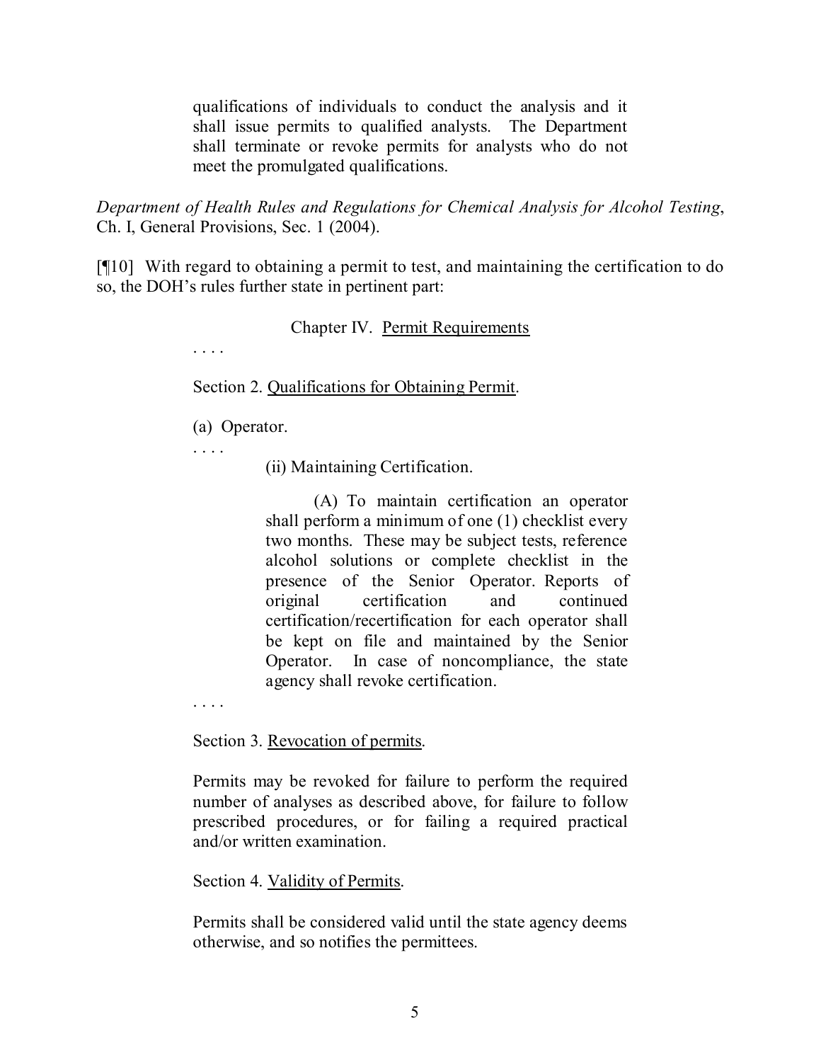> qualifications of individuals to conduct the analysis and it shall issue permits to qualified analysts. The Department shall terminate or revoke permits for analysts who do not meet the promulgated qualifications.

*Department of Health Rules and Regulations for Chemical Analysis for Alcohol Testing*, Ch. I, General Provisions, Sec. 1 (2004).

[¶10] With regard to obtaining a permit to test, and maintaining the certification to do so, the DOH's rules further state in pertinent part:

> Chapter IV. <u>Permit Requirements</u>
>
> . . . .
>
> Section 2. <u>Qualifications for Obtaining Permit</u>.
>
> (a) Operator.
>
> . . . .
>
> (ii) Maintaining Certification.
>
> (A) To maintain certification an operator shall perform a minimum of one (1) checklist every two months. These may be subject tests, reference alcohol solutions or complete checklist in the presence of the Senior Operator. Reports of original certification and continued certification/recertification for each operator shall be kept on file and maintained by the Senior Operator. In case of noncompliance, the state agency shall revoke certification.
>
> . . . .
>
> Section 3. <u>Revocation of permits</u>.
>
> Permits may be revoked for failure to perform the required number of analyses as described above, for failure to follow prescribed procedures, or for failing a required practical and/or written examination.
>
> Section 4. <u>Validity of Permits</u>.
>
> Permits shall be considered valid until the state agency deems otherwise, and so notifies the permittees.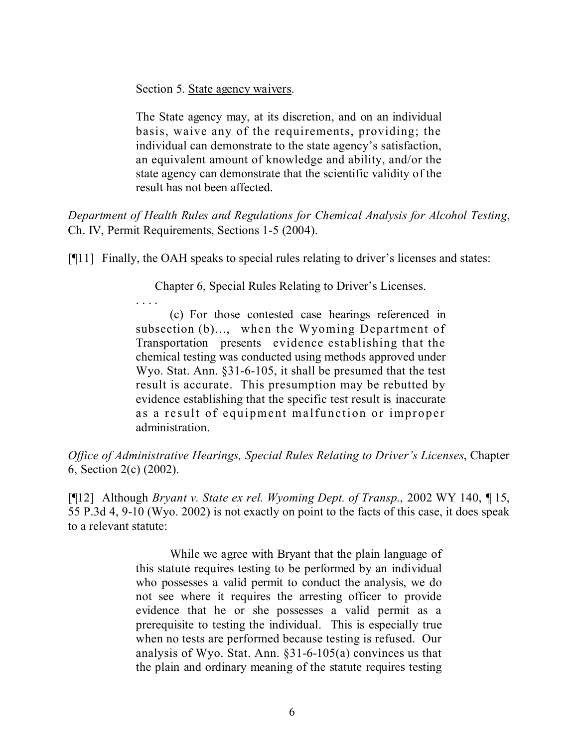Section 5. State agency waivers.

> The State agency may, at its discretion, and on an individual basis, waive any of the requirements, providing; the individual can demonstrate to the state agency's satisfaction, an equivalent amount of knowledge and ability, and/or the state agency can demonstrate that the scientific validity of the result has not been affected.

*Department of Health Rules and Regulations for Chemical Analysis for Alcohol Testing*, Ch. IV, Permit Requirements, Sections 1-5 (2004).

[¶11] Finally, the OAH speaks to special rules relating to driver's licenses and states:

> Chapter 6, Special Rules Relating to Driver's Licenses.
>
> . . . .
>
> (c) For those contested case hearings referenced in subsection (b)..., when the Wyoming Department of Transportation presents evidence establishing that the chemical testing was conducted using methods approved under Wyo. Stat. Ann. §31-6-105, it shall be presumed that the test result is accurate. This presumption may be rebutted by evidence establishing that the specific test result is inaccurate as a result of equipment malfunction or improper administration.

*Office of Administrative Hearings, Special Rules Relating to Driver's Licenses*, Chapter 6, Section 2(c) (2002).

[¶12] Although *Bryant v. State ex rel. Wyoming Dept. of Transp.*, 2002 WY 140, ¶ 15, 55 P.3d 4, 9-10 (Wyo. 2002) is not exactly on point to the facts of this case, it does speak to a relevant statute:

> While we agree with Bryant that the plain language of this statute requires testing to be performed by an individual who possesses a valid permit to conduct the analysis, we do not see where it requires the arresting officer to provide evidence that he or she possesses a valid permit as a prerequisite to testing the individual. This is especially true when no tests are performed because testing is refused. Our analysis of Wyo. Stat. Ann. §31-6-105(a) convinces us that the plain and ordinary meaning of the statute requires testing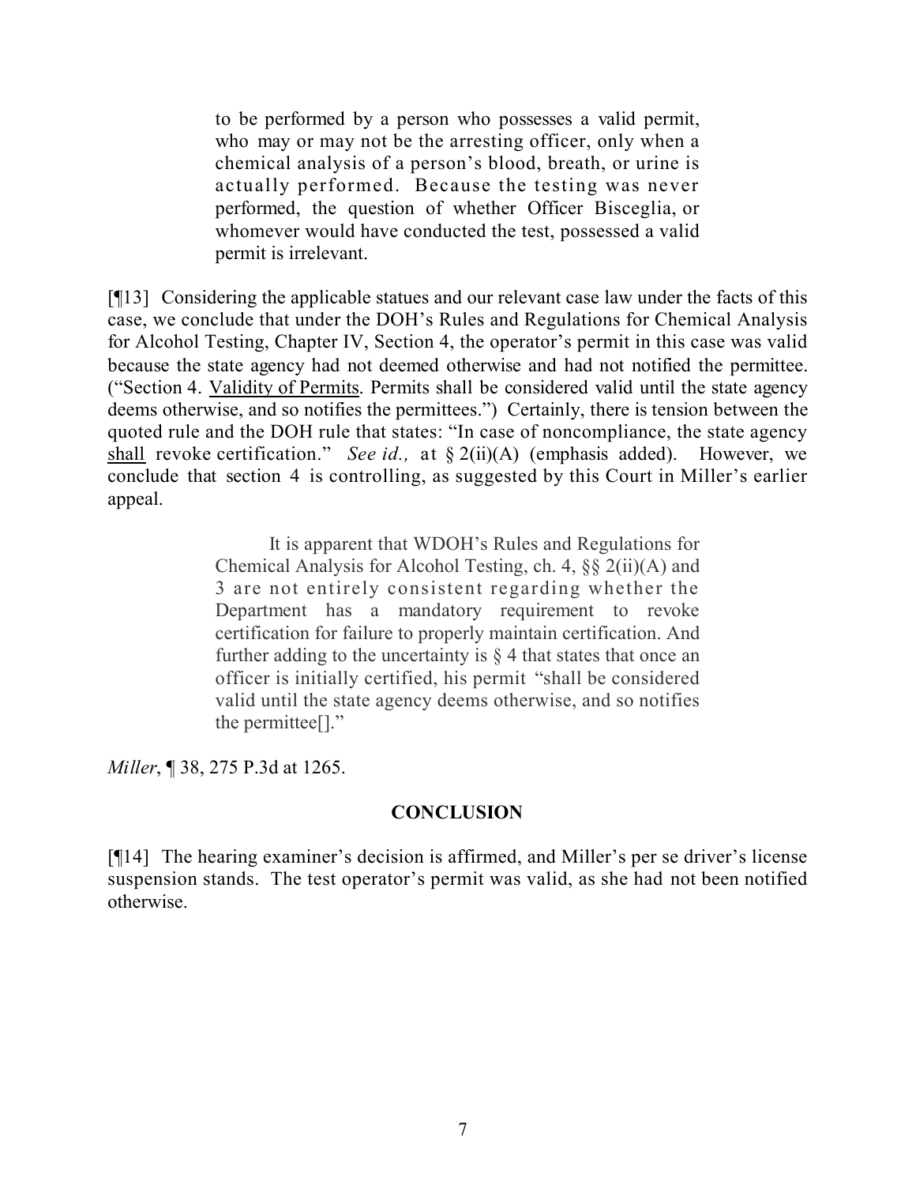> to be performed by a person who possesses a valid permit, who may or may not be the arresting officer, only when a chemical analysis of a person's blood, breath, or urine is actually performed. Because the testing was never performed, the question of whether Officer Bisceglia, or whomever would have conducted the test, possessed a valid permit is irrelevant.

[¶13] Considering the applicable statues and our relevant case law under the facts of this case, we conclude that under the DOH's Rules and Regulations for Chemical Analysis for Alcohol Testing, Chapter IV, Section 4, the operator's permit in this case was valid because the state agency had not deemed otherwise and had not notified the permittee. ("Section 4. Validity of Permits. Permits shall be considered valid until the state agency deems otherwise, and so notifies the permittees.") Certainly, there is tension between the quoted rule and the DOH rule that states: "In case of noncompliance, the state agency shall revoke certification." *See id.,* at § 2(ii)(A) (emphasis added). However, we conclude that section 4 is controlling, as suggested by this Court in Miller's earlier appeal.

> It is apparent that WDOH's Rules and Regulations for Chemical Analysis for Alcohol Testing, ch. 4, §§ 2(ii)(A) and 3 are not entirely consistent regarding whether the Department has a mandatory requirement to revoke certification for failure to properly maintain certification. And further adding to the uncertainty is § 4 that states that once an officer is initially certified, his permit "shall be considered valid until the state agency deems otherwise, and so notifies the permittee[]."

*Miller*, ¶ 38, 275 P.3d at 1265.

## CONCLUSION

[¶14] The hearing examiner's decision is affirmed, and Miller's per se driver's license suspension stands. The test operator's permit was valid, as she had not been notified otherwise.